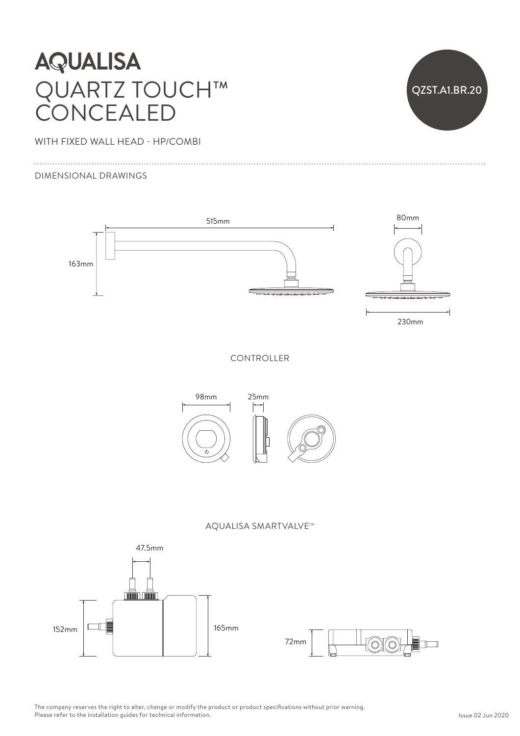# AQUALISA

# QUARTZ TOUCH™ CONCEALED

QZST.A1.BR.20

WITH FIXED WALL HEAD - HP/COMBI

DIMENSIONAL DRAWINGS

515mm

163mm

80mm

230mm

CONTROLLER

98mm

25mm

AQUALISA SMARTVALVE™

47.5mm

152mm

165mm

72mm

The company reserves the right to alter, change or modify the product or product specifications without prior warning.
Please refer to the installation guides for technical information.

Issue 02 Jun 2020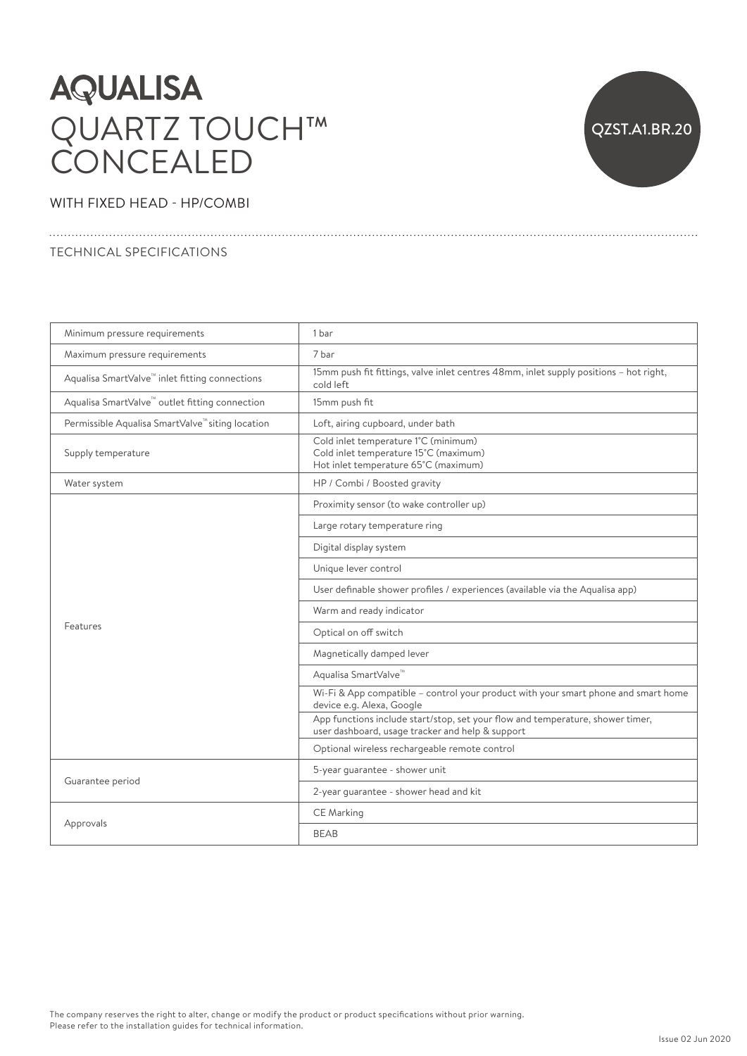# AQUALISA

# QUARTZ TOUCH™ CONCEALED

QZST.A1.BR.20

WITH FIXED HEAD - HP/COMBI

TECHNICAL SPECIFICATIONS

| | |
|---|---|
| Minimum pressure requirements | 1 bar |
| Maximum pressure requirements | 7 bar |
| Aqualisa SmartValve™ inlet fitting connections | 15mm push fit fittings, valve inlet centres 48mm, inlet supply positions – hot right, cold left |
| Aqualisa SmartValve™ outlet fitting connection | 15mm push fit |
| Permissible Aqualisa SmartValve™ siting location | Loft, airing cupboard, under bath |
| Supply temperature | Cold inlet temperature 1°C (minimum)<br>Cold inlet temperature 15°C (maximum)<br>Hot inlet temperature 65°C (maximum) |
| Water system | HP / Combi / Boosted gravity |
| Features | Proximity sensor (to wake controller up) |
| | Large rotary temperature ring |
| | Digital display system |
| | Unique lever control |
| | User definable shower profiles / experiences (available via the Aqualisa app) |
| | Warm and ready indicator |
| | Optical on off switch |
| | Magnetically damped lever |
| | Aqualisa SmartValve™ |
| | Wi-Fi & App compatible – control your product with your smart phone and smart home device e.g. Alexa, Google |
| | App functions include start/stop, set your flow and temperature, shower timer, user dashboard, usage tracker and help & support |
| | Optional wireless rechargeable remote control |
| Guarantee period | 5-year guarantee - shower unit |
| | 2-year guarantee - shower head and kit |
| Approvals | CE Marking |
| | BEAB |

The company reserves the right to alter, change or modify the product or product specifications without prior warning.
Please refer to the installation guides for technical information.

Issue 02 Jun 2020